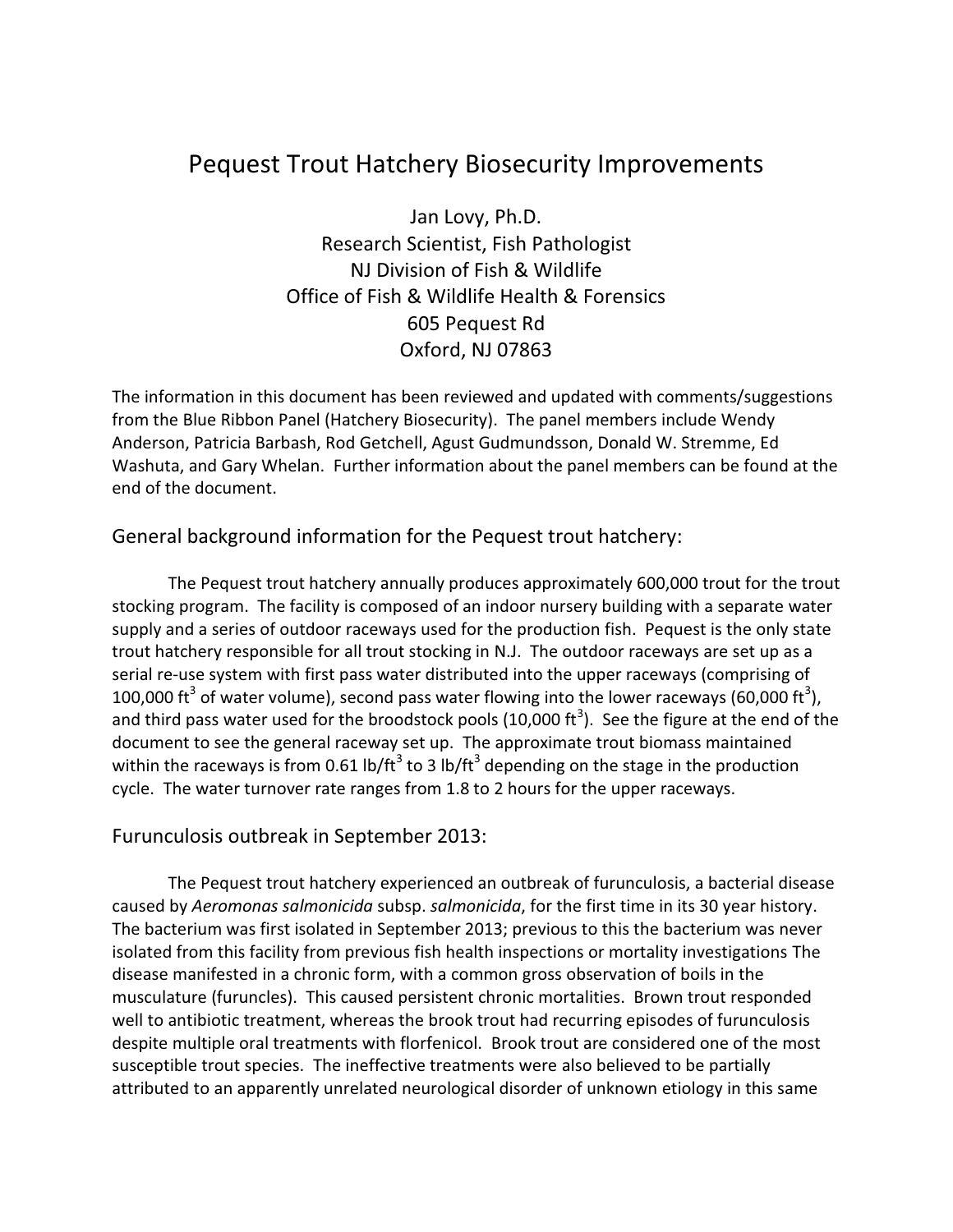# Pequest Trout Hatchery Biosecurity Improvements

Jan Lovy, Ph.D.
Research Scientist, Fish Pathologist
NJ Division of Fish & Wildlife
Office of Fish & Wildlife Health & Forensics
605 Pequest Rd
Oxford, NJ 07863

The information in this document has been reviewed and updated with comments/suggestions from the Blue Ribbon Panel (Hatchery Biosecurity). The panel members include Wendy Anderson, Patricia Barbash, Rod Getchell, Agust Gudmundsson, Donald W. Stremme, Ed Washuta, and Gary Whelan. Further information about the panel members can be found at the end of the document.

## General background information for the Pequest trout hatchery:

The Pequest trout hatchery annually produces approximately 600,000 trout for the trout stocking program. The facility is composed of an indoor nursery building with a separate water supply and a series of outdoor raceways used for the production fish. Pequest is the only state trout hatchery responsible for all trout stocking in N.J. The outdoor raceways are set up as a serial re-use system with first pass water distributed into the upper raceways (comprising of 100,000 $ft^3$ of water volume), second pass water flowing into the lower raceways (60,000 $ft^3$), and third pass water used for the broodstock pools (10,000 $ft^3$). See the figure at the end of the document to see the general raceway set up. The approximate trout biomass maintained within the raceways is from 0.61 lb/$ft^3$ to 3 lb/$ft^3$ depending on the stage in the production cycle. The water turnover rate ranges from 1.8 to 2 hours for the upper raceways.

## Furunculosis outbreak in September 2013:

The Pequest trout hatchery experienced an outbreak of furunculosis, a bacterial disease caused by *Aeromonas salmonicida* subsp. *salmonicida*, for the first time in its 30 year history. The bacterium was first isolated in September 2013; previous to this the bacterium was never isolated from this facility from previous fish health inspections or mortality investigations The disease manifested in a chronic form, with a common gross observation of boils in the musculature (furuncles). This caused persistent chronic mortalities. Brown trout responded well to antibiotic treatment, whereas the brook trout had recurring episodes of furunculosis despite multiple oral treatments with florfenicol. Brook trout are considered one of the most susceptible trout species. The ineffective treatments were also believed to be partially attributed to an apparently unrelated neurological disorder of unknown etiology in this same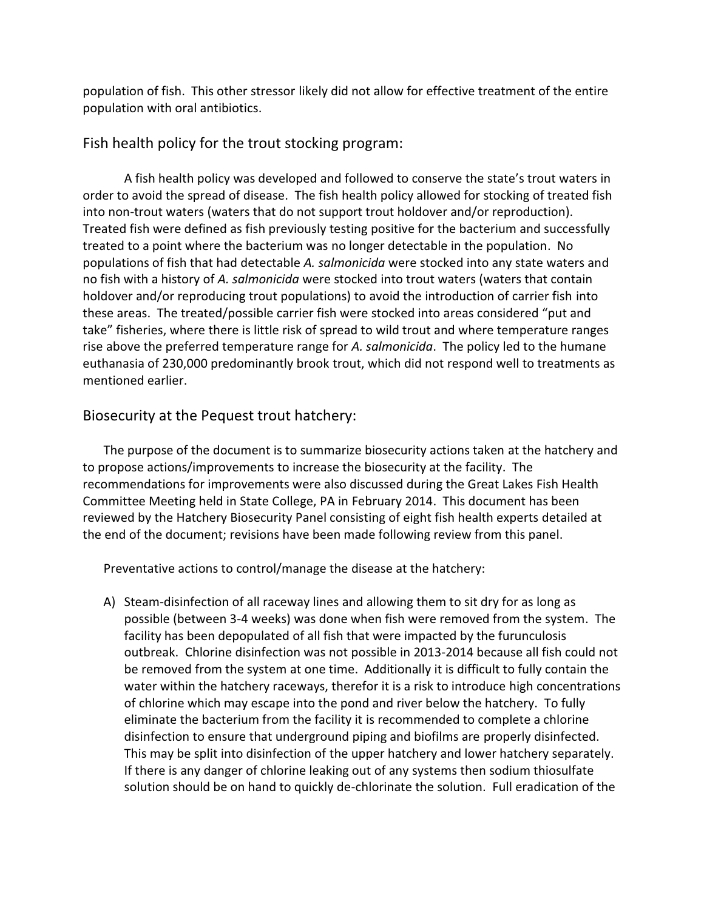population of fish. This other stressor likely did not allow for effective treatment of the entire population with oral antibiotics.

## Fish health policy for the trout stocking program:

A fish health policy was developed and followed to conserve the state's trout waters in order to avoid the spread of disease. The fish health policy allowed for stocking of treated fish into non-trout waters (waters that do not support trout holdover and/or reproduction). Treated fish were defined as fish previously testing positive for the bacterium and successfully treated to a point where the bacterium was no longer detectable in the population. No populations of fish that had detectable *A. salmonicida* were stocked into any state waters and no fish with a history of *A. salmonicida* were stocked into trout waters (waters that contain holdover and/or reproducing trout populations) to avoid the introduction of carrier fish into these areas. The treated/possible carrier fish were stocked into areas considered "put and take" fisheries, where there is little risk of spread to wild trout and where temperature ranges rise above the preferred temperature range for *A. salmonicida*. The policy led to the humane euthanasia of 230,000 predominantly brook trout, which did not respond well to treatments as mentioned earlier.

## Biosecurity at the Pequest trout hatchery:

The purpose of the document is to summarize biosecurity actions taken at the hatchery and to propose actions/improvements to increase the biosecurity at the facility. The recommendations for improvements were also discussed during the Great Lakes Fish Health Committee Meeting held in State College, PA in February 2014. This document has been reviewed by the Hatchery Biosecurity Panel consisting of eight fish health experts detailed at the end of the document; revisions have been made following review from this panel.

Preventative actions to control/manage the disease at the hatchery:

A) Steam-disinfection of all raceway lines and allowing them to sit dry for as long as possible (between 3-4 weeks) was done when fish were removed from the system. The facility has been depopulated of all fish that were impacted by the furunculosis outbreak. Chlorine disinfection was not possible in 2013-2014 because all fish could not be removed from the system at one time. Additionally it is difficult to fully contain the water within the hatchery raceways, therefor it is a risk to introduce high concentrations of chlorine which may escape into the pond and river below the hatchery. To fully eliminate the bacterium from the facility it is recommended to complete a chlorine disinfection to ensure that underground piping and biofilms are properly disinfected. This may be split into disinfection of the upper hatchery and lower hatchery separately. If there is any danger of chlorine leaking out of any systems then sodium thiosulfate solution should be on hand to quickly de-chlorinate the solution. Full eradication of the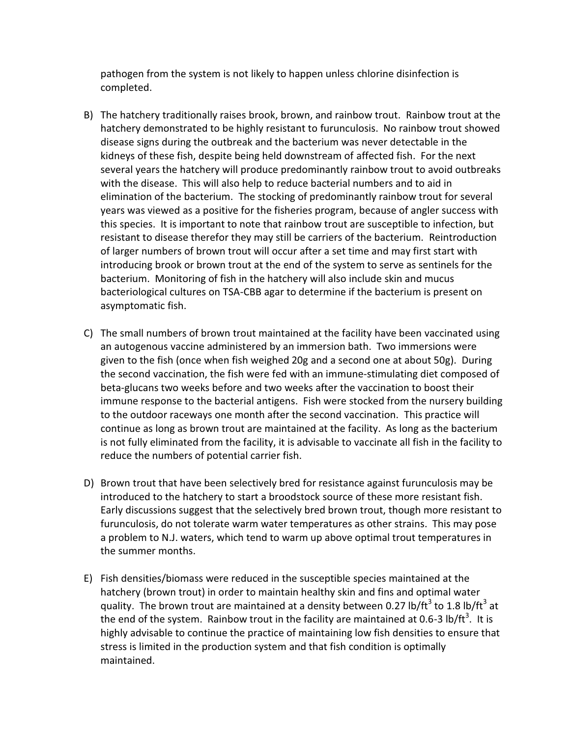pathogen from the system is not likely to happen unless chlorine disinfection is completed.

B) The hatchery traditionally raises brook, brown, and rainbow trout. Rainbow trout at the hatchery demonstrated to be highly resistant to furunculosis. No rainbow trout showed disease signs during the outbreak and the bacterium was never detectable in the kidneys of these fish, despite being held downstream of affected fish. For the next several years the hatchery will produce predominantly rainbow trout to avoid outbreaks with the disease. This will also help to reduce bacterial numbers and to aid in elimination of the bacterium. The stocking of predominantly rainbow trout for several years was viewed as a positive for the fisheries program, because of angler success with this species. It is important to note that rainbow trout are susceptible to infection, but resistant to disease therefor they may still be carriers of the bacterium. Reintroduction of larger numbers of brown trout will occur after a set time and may first start with introducing brook or brown trout at the end of the system to serve as sentinels for the bacterium. Monitoring of fish in the hatchery will also include skin and mucus bacteriological cultures on TSA-CBB agar to determine if the bacterium is present on asymptomatic fish.

C) The small numbers of brown trout maintained at the facility have been vaccinated using an autogenous vaccine administered by an immersion bath. Two immersions were given to the fish (once when fish weighed 20g and a second one at about 50g). During the second vaccination, the fish were fed with an immune-stimulating diet composed of beta-glucans two weeks before and two weeks after the vaccination to boost their immune response to the bacterial antigens. Fish were stocked from the nursery building to the outdoor raceways one month after the second vaccination. This practice will continue as long as brown trout are maintained at the facility. As long as the bacterium is not fully eliminated from the facility, it is advisable to vaccinate all fish in the facility to reduce the numbers of potential carrier fish.

D) Brown trout that have been selectively bred for resistance against furunculosis may be introduced to the hatchery to start a broodstock source of these more resistant fish. Early discussions suggest that the selectively bred brown trout, though more resistant to furunculosis, do not tolerate warm water temperatures as other strains. This may pose a problem to N.J. waters, which tend to warm up above optimal trout temperatures in the summer months.

E) Fish densities/biomass were reduced in the susceptible species maintained at the hatchery (brown trout) in order to maintain healthy skin and fins and optimal water quality. The brown trout are maintained at a density between 0.27 $lb/ft^3$ to 1.8 $lb/ft^3$ at the end of the system. Rainbow trout in the facility are maintained at 0.6-3 $lb/ft^3$. It is highly advisable to continue the practice of maintaining low fish densities to ensure that stress is limited in the production system and that fish condition is optimally maintained.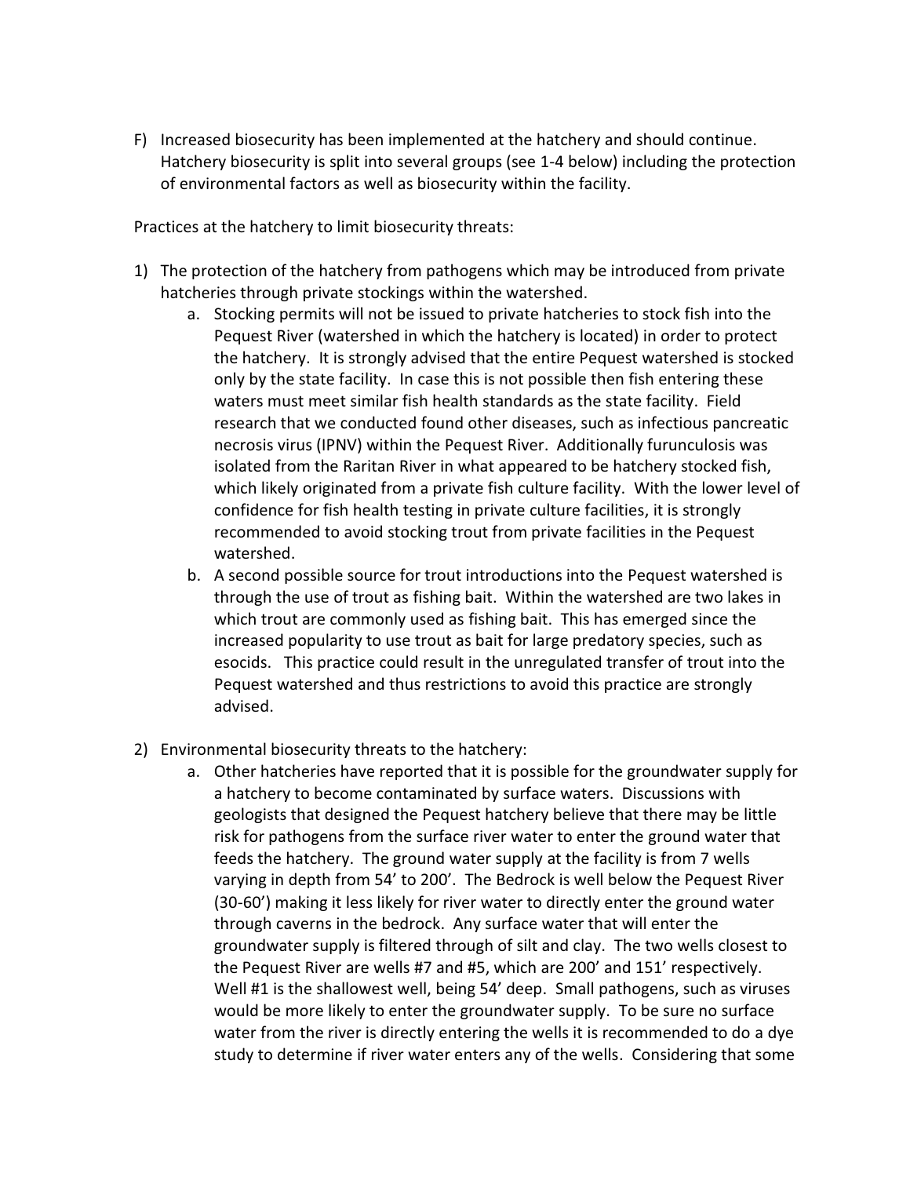F) Increased biosecurity has been implemented at the hatchery and should continue. Hatchery biosecurity is split into several groups (see 1-4 below) including the protection of environmental factors as well as biosecurity within the facility.

Practices at the hatchery to limit biosecurity threats:

1) The protection of the hatchery from pathogens which may be introduced from private hatcheries through private stockings within the watershed.
    a. Stocking permits will not be issued to private hatcheries to stock fish into the Pequest River (watershed in which the hatchery is located) in order to protect the hatchery. It is strongly advised that the entire Pequest watershed is stocked only by the state facility. In case this is not possible then fish entering these waters must meet similar fish health standards as the state facility. Field research that we conducted found other diseases, such as infectious pancreatic necrosis virus (IPNV) within the Pequest River. Additionally furunculosis was isolated from the Raritan River in what appeared to be hatchery stocked fish, which likely originated from a private fish culture facility. With the lower level of confidence for fish health testing in private culture facilities, it is strongly recommended to avoid stocking trout from private facilities in the Pequest watershed.
    b. A second possible source for trout introductions into the Pequest watershed is through the use of trout as fishing bait. Within the watershed are two lakes in which trout are commonly used as fishing bait. This has emerged since the increased popularity to use trout as bait for large predatory species, such as esocids. This practice could result in the unregulated transfer of trout into the Pequest watershed and thus restrictions to avoid this practice are strongly advised.

2) Environmental biosecurity threats to the hatchery:
    a. Other hatcheries have reported that it is possible for the groundwater supply for a hatchery to become contaminated by surface waters. Discussions with geologists that designed the Pequest hatchery believe that there may be little risk for pathogens from the surface river water to enter the ground water that feeds the hatchery. The ground water supply at the facility is from 7 wells varying in depth from 54' to 200'. The Bedrock is well below the Pequest River (30-60') making it less likely for river water to directly enter the ground water through caverns in the bedrock. Any surface water that will enter the groundwater supply is filtered through of silt and clay. The two wells closest to the Pequest River are wells #7 and #5, which are 200' and 151' respectively. Well #1 is the shallowest well, being 54' deep. Small pathogens, such as viruses would be more likely to enter the groundwater supply. To be sure no surface water from the river is directly entering the wells it is recommended to do a dye study to determine if river water enters any of the wells. Considering that some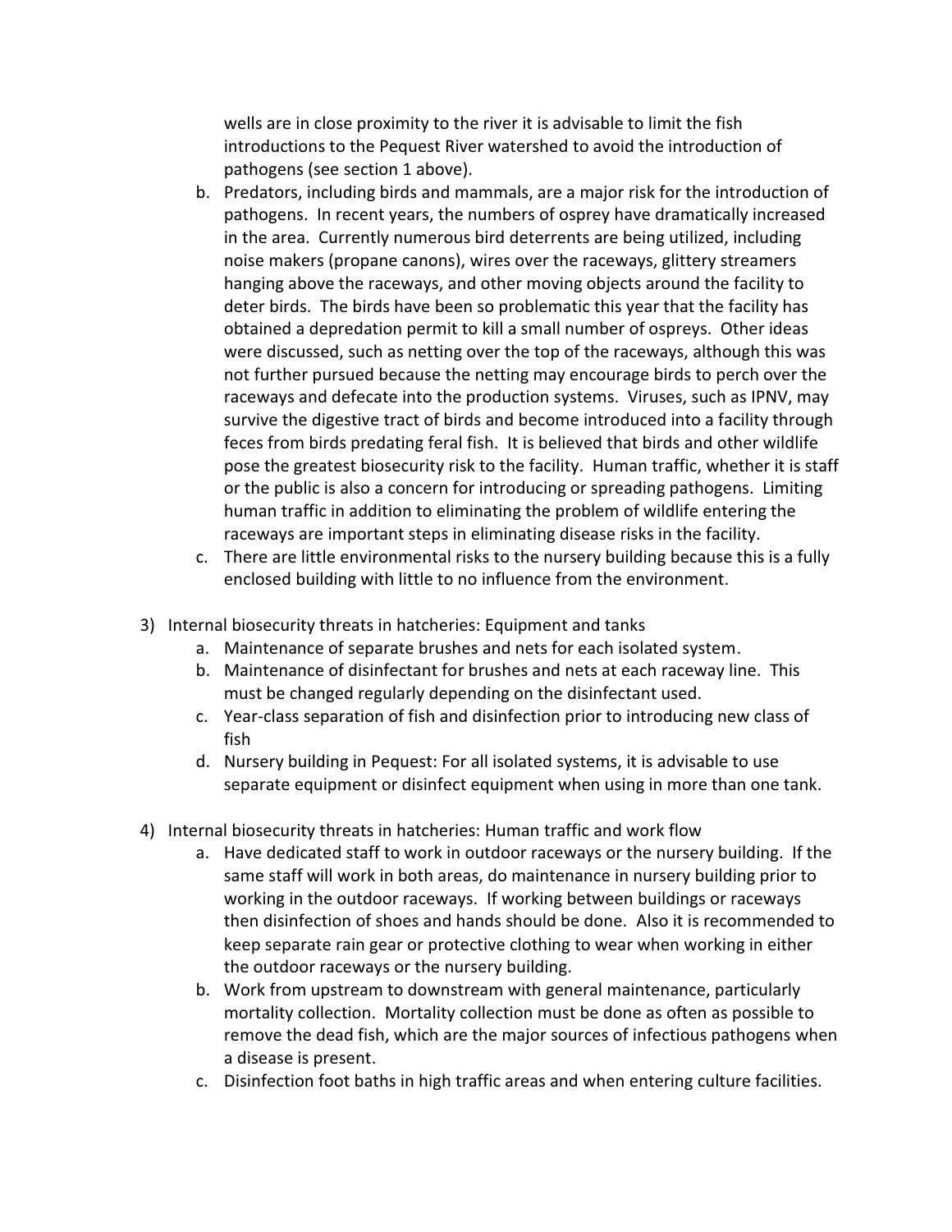wells are in close proximity to the river it is advisable to limit the fish introductions to the Pequest River watershed to avoid the introduction of pathogens (see section 1 above).

   b. Predators, including birds and mammals, are a major risk for the introduction of pathogens. In recent years, the numbers of osprey have dramatically increased in the area. Currently numerous bird deterrents are being utilized, including noise makers (propane canons), wires over the raceways, glittery streamers hanging above the raceways, and other moving objects around the facility to deter birds. The birds have been so problematic this year that the facility has obtained a depredation permit to kill a small number of ospreys. Other ideas were discussed, such as netting over the top of the raceways, although this was not further pursued because the netting may encourage birds to perch over the raceways and defecate into the production systems. Viruses, such as IPNV, may survive the digestive tract of birds and become introduced into a facility through feces from birds predating feral fish. It is believed that birds and other wildlife pose the greatest biosecurity risk to the facility. Human traffic, whether it is staff or the public is also a concern for introducing or spreading pathogens. Limiting human traffic in addition to eliminating the problem of wildlife entering the raceways are important steps in eliminating disease risks in the facility.
   c. There are little environmental risks to the nursery building because this is a fully enclosed building with little to no influence from the environment.

3) Internal biosecurity threats in hatcheries: Equipment and tanks
   a. Maintenance of separate brushes and nets for each isolated system.
   b. Maintenance of disinfectant for brushes and nets at each raceway line. This must be changed regularly depending on the disinfectant used.
   c. Year-class separation of fish and disinfection prior to introducing new class of fish
   d. Nursery building in Pequest: For all isolated systems, it is advisable to use separate equipment or disinfect equipment when using in more than one tank.

4) Internal biosecurity threats in hatcheries: Human traffic and work flow
   a. Have dedicated staff to work in outdoor raceways or the nursery building. If the same staff will work in both areas, do maintenance in nursery building prior to working in the outdoor raceways. If working between buildings or raceways then disinfection of shoes and hands should be done. Also it is recommended to keep separate rain gear or protective clothing to wear when working in either the outdoor raceways or the nursery building.
   b. Work from upstream to downstream with general maintenance, particularly mortality collection. Mortality collection must be done as often as possible to remove the dead fish, which are the major sources of infectious pathogens when a disease is present.
   c. Disinfection foot baths in high traffic areas and when entering culture facilities.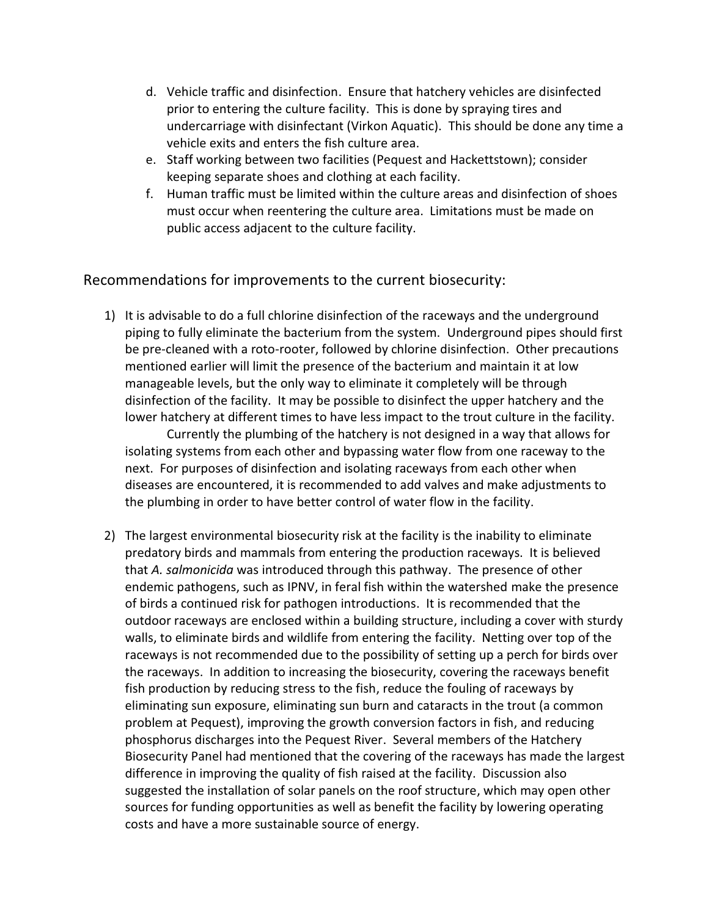d. Vehicle traffic and disinfection. Ensure that hatchery vehicles are disinfected prior to entering the culture facility. This is done by spraying tires and undercarriage with disinfectant (Virkon Aquatic). This should be done any time a vehicle exits and enters the fish culture area.
e. Staff working between two facilities (Pequest and Hackettstown); consider keeping separate shoes and clothing at each facility.
f. Human traffic must be limited within the culture areas and disinfection of shoes must occur when reentering the culture area. Limitations must be made on public access adjacent to the culture facility.

## Recommendations for improvements to the current biosecurity:

1) It is advisable to do a full chlorine disinfection of the raceways and the underground piping to fully eliminate the bacterium from the system. Underground pipes should first be pre-cleaned with a roto-rooter, followed by chlorine disinfection. Other precautions mentioned earlier will limit the presence of the bacterium and maintain it at low manageable levels, but the only way to eliminate it completely will be through disinfection of the facility. It may be possible to disinfect the upper hatchery and the lower hatchery at different times to have less impact to the trout culture in the facility.

   Currently the plumbing of the hatchery is not designed in a way that allows for isolating systems from each other and bypassing water flow from one raceway to the next. For purposes of disinfection and isolating raceways from each other when diseases are encountered, it is recommended to add valves and make adjustments to the plumbing in order to have better control of water flow in the facility.

2) The largest environmental biosecurity risk at the facility is the inability to eliminate predatory birds and mammals from entering the production raceways. It is believed that *A. salmonicida* was introduced through this pathway. The presence of other endemic pathogens, such as IPNV, in feral fish within the watershed make the presence of birds a continued risk for pathogen introductions. It is recommended that the outdoor raceways are enclosed within a building structure, including a cover with sturdy walls, to eliminate birds and wildlife from entering the facility. Netting over top of the raceways is not recommended due to the possibility of setting up a perch for birds over the raceways. In addition to increasing the biosecurity, covering the raceways benefit fish production by reducing stress to the fish, reduce the fouling of raceways by eliminating sun exposure, eliminating sun burn and cataracts in the trout (a common problem at Pequest), improving the growth conversion factors in fish, and reducing phosphorus discharges into the Pequest River. Several members of the Hatchery Biosecurity Panel had mentioned that the covering of the raceways has made the largest difference in improving the quality of fish raised at the facility. Discussion also suggested the installation of solar panels on the roof structure, which may open other sources for funding opportunities as well as benefit the facility by lowering operating costs and have a more sustainable source of energy.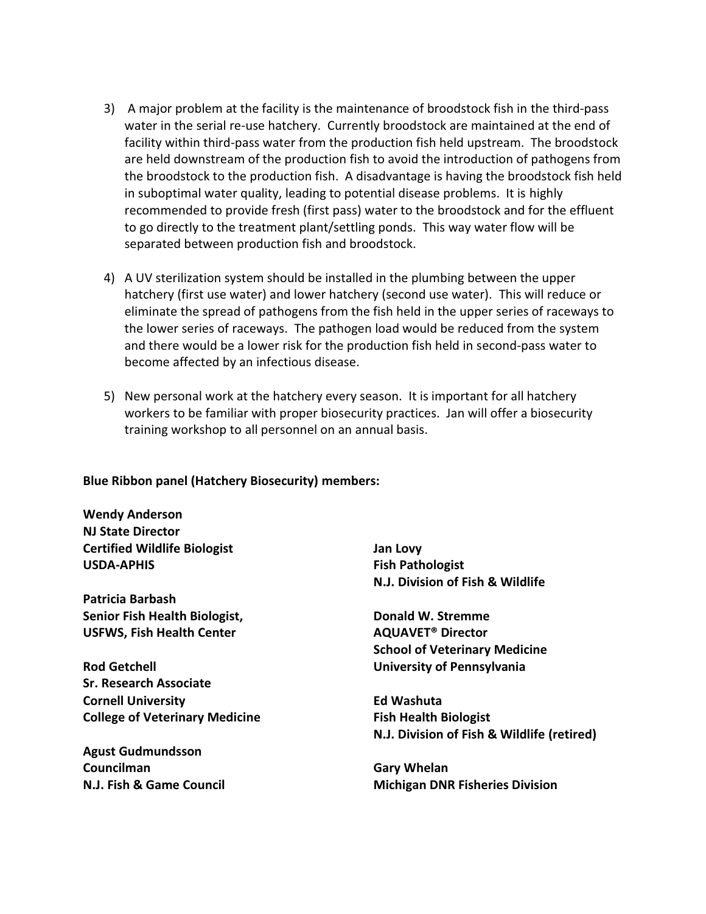3) A major problem at the facility is the maintenance of broodstock fish in the third-pass water in the serial re-use hatchery. Currently broodstock are maintained at the end of facility within third-pass water from the production fish held upstream. The broodstock are held downstream of the production fish to avoid the introduction of pathogens from the broodstock to the production fish. A disadvantage is having the broodstock fish held in suboptimal water quality, leading to potential disease problems. It is highly recommended to provide fresh (first pass) water to the broodstock and for the effluent to go directly to the treatment plant/settling ponds. This way water flow will be separated between production fish and broodstock.

4) A UV sterilization system should be installed in the plumbing between the upper hatchery (first use water) and lower hatchery (second use water). This will reduce or eliminate the spread of pathogens from the fish held in the upper series of raceways to the lower series of raceways. The pathogen load would be reduced from the system and there would be a lower risk for the production fish held in second-pass water to become affected by an infectious disease.

5) New personal work at the hatchery every season. It is important for all hatchery workers to be familiar with proper biosecurity practices. Jan will offer a biosecurity training workshop to all personnel on an annual basis.

**Blue Ribbon panel (Hatchery Biosecurity) members:**

**Wendy Anderson**
**NJ State Director**
**Certified Wildlife Biologist**
**USDA-APHIS**

**Patricia Barbash**
**Senior Fish Health Biologist,**
**USFWS, Fish Health Center**

**Rod Getchell**
**Sr. Research Associate**
**Cornell University**
**College of Veterinary Medicine**

**Agust Gudmundsson**
**Councilman**
**N.J. Fish & Game Council**

**Jan Lovy**
**Fish Pathologist**
**N.J. Division of Fish & Wildlife**

**Donald W. Stremme**
**AQUAVET® Director**
**School of Veterinary Medicine**
**University of Pennsylvania**

**Ed Washuta**
**Fish Health Biologist**
**N.J. Division of Fish & Wildlife (retired)**

**Gary Whelan**
**Michigan DNR Fisheries Division**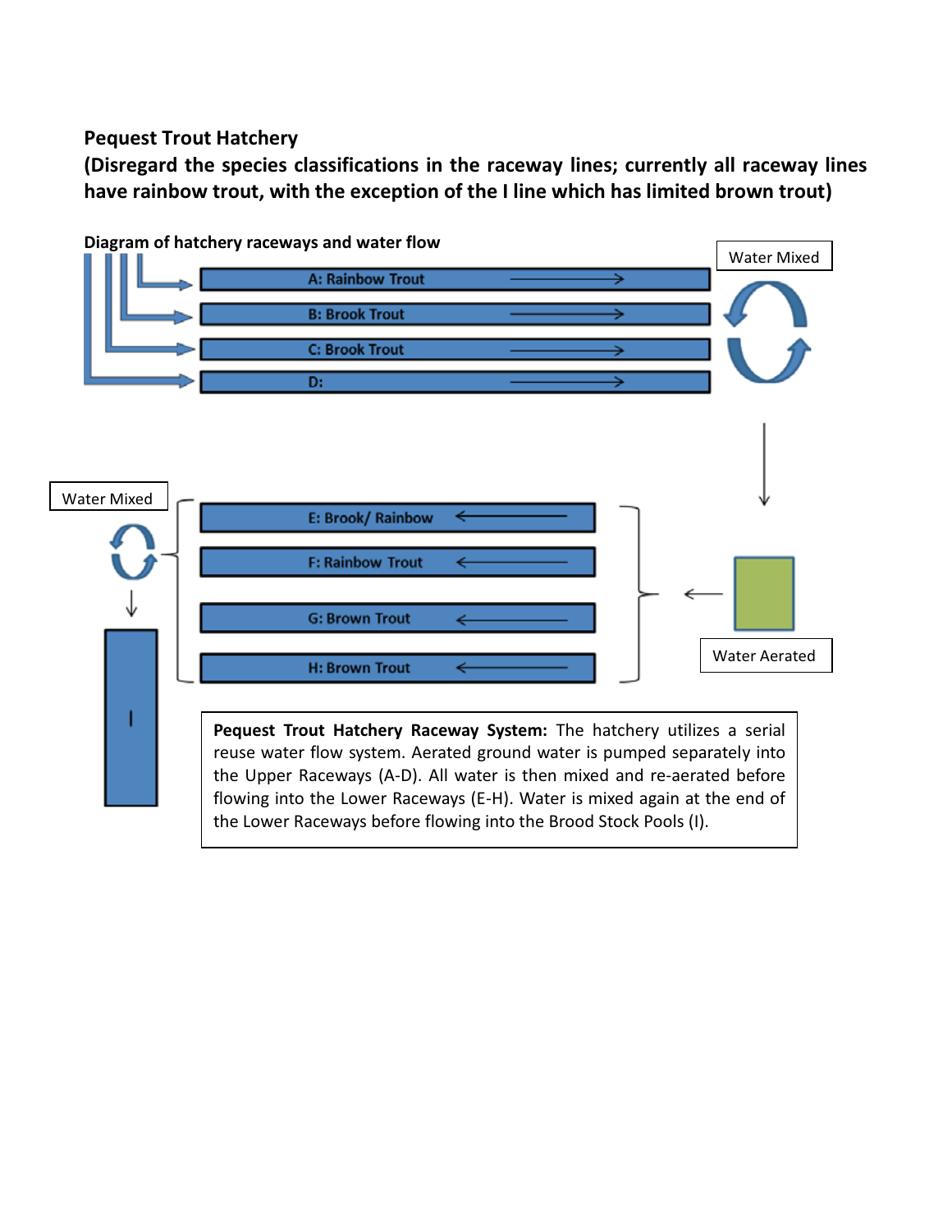**Pequest Trout Hatchery**

**(Disregard the species classifications in the raceway lines; currently all raceway lines have rainbow trout, with the exception of the I line which has limited brown trout)**

**Diagram of hatchery raceways and water flow**

Water Mixed

A: Rainbow Trout

B: Brook Trout

C: Brook Trout

D:

Water Mixed

E: Brook/ Rainbow

F: Rainbow Trout

G: Brown Trout

H: Brown Trout

Water Aerated

I

**Pequest Trout Hatchery Raceway System:** The hatchery utilizes a serial reuse water flow system. Aerated ground water is pumped separately into the Upper Raceways (A-D). All water is then mixed and re-aerated before flowing into the Lower Raceways (E-H). Water is mixed again at the end of the Lower Raceways before flowing into the Brood Stock Pools (I).